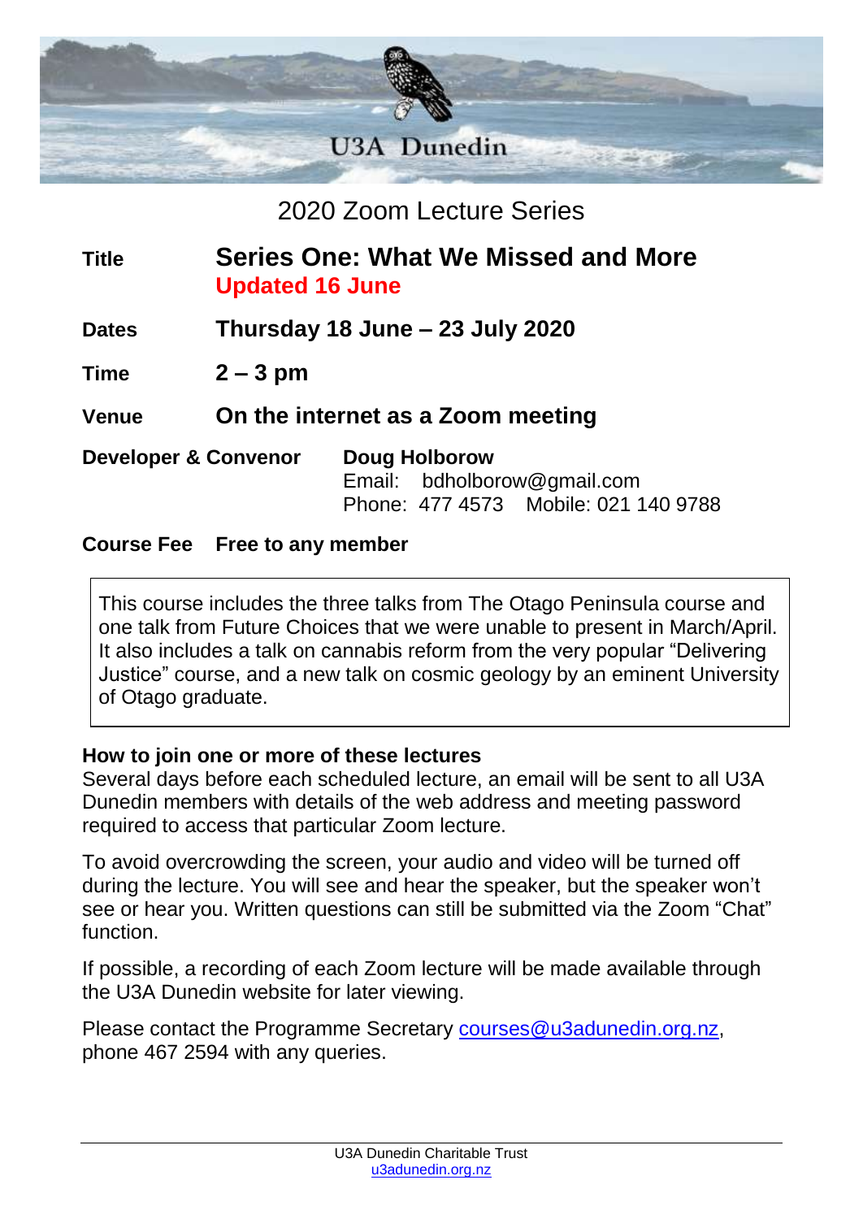U3A Dunedin

# 2020 Zoom Lecture Series

**Title** **Series One: What We Missed and More**
**Updated 16 June**

**Dates** **Thursday 18 June – 23 July 2020**

**Time** **2 – 3 pm**

**Venue** **On the internet as a Zoom meeting**

**Developer & Convenor** **Doug Holborow**
Email: bdholborow@gmail.com
Phone: 477 4573 Mobile: 021 140 9788

**Course Fee** **Free to any member**

This course includes the three talks from The Otago Peninsula course and one talk from Future Choices that we were unable to present in March/April. It also includes a talk on cannabis reform from the very popular "Delivering Justice" course, and a new talk on cosmic geology by an eminent University of Otago graduate.

**How to join one or more of these lectures**

Several days before each scheduled lecture, an email will be sent to all U3A Dunedin members with details of the web address and meeting password required to access that particular Zoom lecture.

To avoid overcrowding the screen, your audio and video will be turned off during the lecture. You will see and hear the speaker, but the speaker won't see or hear you. Written questions can still be submitted via the Zoom "Chat" function.

If possible, a recording of each Zoom lecture will be made available through the U3A Dunedin website for later viewing.

Please contact the Programme Secretary courses@u3adunedin.org.nz, phone 467 2594 with any queries.

U3A Dunedin Charitable Trust
u3adunedin.org.nz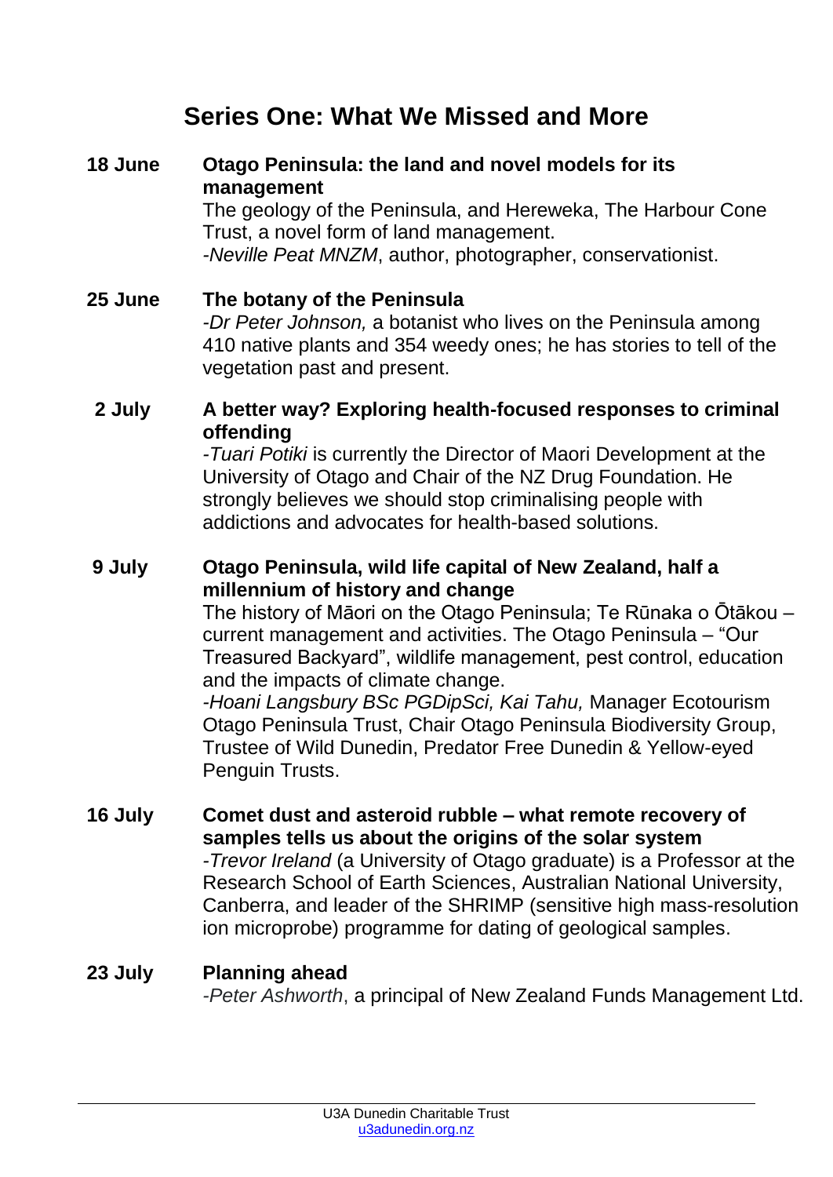## Series One: What We Missed and More

**18 June** **Otago Peninsula: the land and novel models for its management**
The geology of the Peninsula, and Hereweka, The Harbour Cone Trust, a novel form of land management.
-*Neville Peat MNZM*, author, photographer, conservationist.

**25 June** **The botany of the Peninsula**
-*Dr Peter Johnson,* a botanist who lives on the Peninsula among 410 native plants and 354 weedy ones; he has stories to tell of the vegetation past and present.

**2 July** **A better way? Exploring health-focused responses to criminal offending**
-*Tuari Potiki* is currently the Director of Maori Development at the University of Otago and Chair of the NZ Drug Foundation. He strongly believes we should stop criminalising people with addictions and advocates for health-based solutions.

**9 July** **Otago Peninsula, wild life capital of New Zealand, half a millennium of history and change**
The history of Māori on the Otago Peninsula; Te Rūnaka o Ōtākou – current management and activities. The Otago Peninsula – "Our Treasured Backyard", wildlife management, pest control, education and the impacts of climate change.
-*Hoani Langsbury BSc PGDipSci, Kai Tahu,* Manager Ecotourism Otago Peninsula Trust, Chair Otago Peninsula Biodiversity Group, Trustee of Wild Dunedin, Predator Free Dunedin & Yellow-eyed Penguin Trusts.

**16 July** **Comet dust and asteroid rubble – what remote recovery of samples tells us about the origins of the solar system**
-*Trevor Ireland* (a University of Otago graduate) is a Professor at the Research School of Earth Sciences, Australian National University, Canberra, and leader of the SHRIMP (sensitive high mass-resolution ion microprobe) programme for dating of geological samples.

**23 July** **Planning ahead**
-*Peter Ashworth*, a principal of New Zealand Funds Management Ltd.